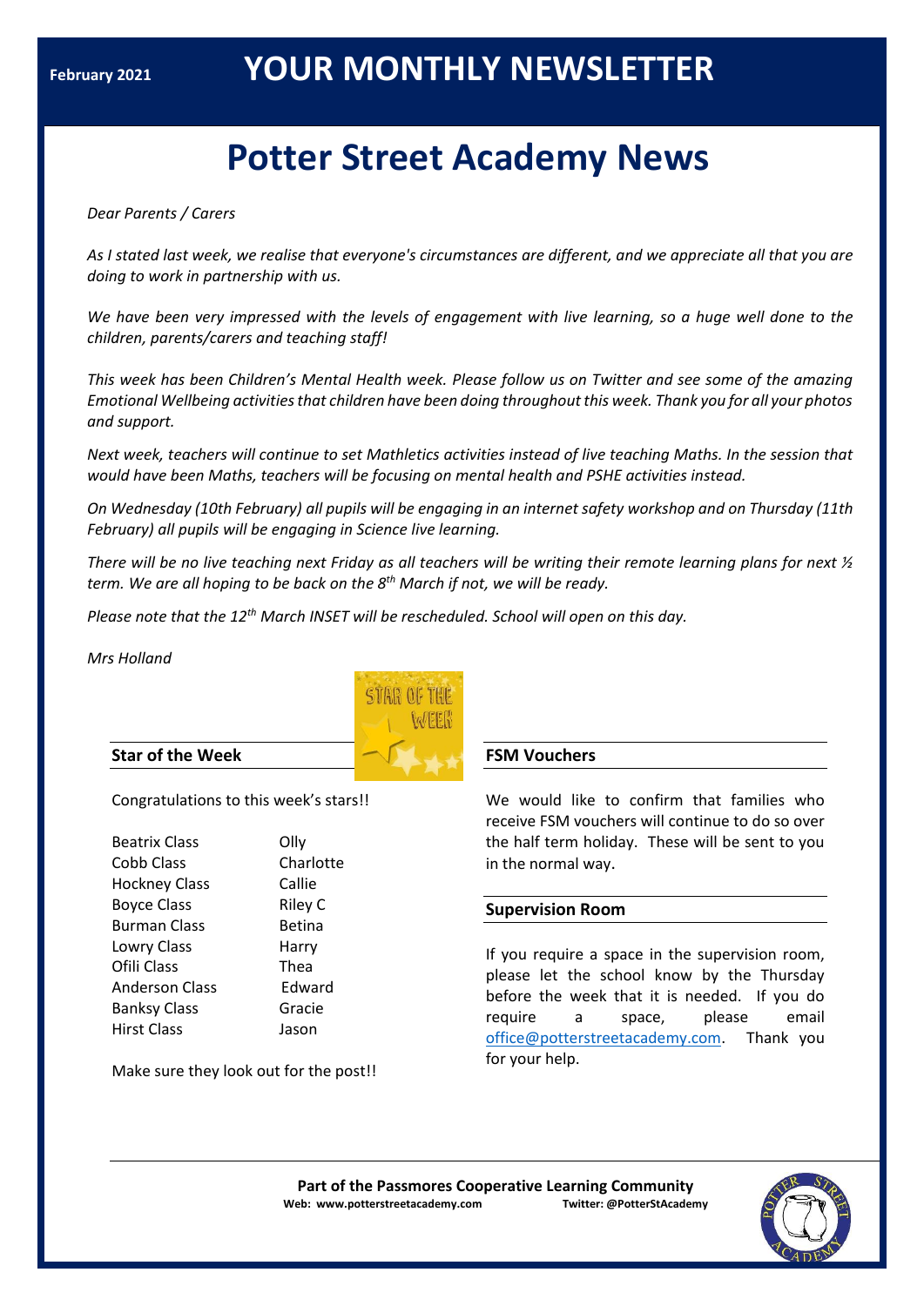February 2021

# YOUR MONTHLY NEWSLETTER

# Potter Street Academy News

*Dear Parents / Carers*

*As I stated last week, we realise that everyone's circumstances are different, and we appreciate all that you are doing to work in partnership with us.*

*We have been very impressed with the levels of engagement with live learning, so a huge well done to the children, parents/carers and teaching staff!*

*This week has been Children's Mental Health week. Please follow us on Twitter and see some of the amazing Emotional Wellbeing activities that children have been doing throughout this week. Thank you for all your photos and support.*

*Next week, teachers will continue to set Mathletics activities instead of live teaching Maths. In the session that would have been Maths, teachers will be focusing on mental health and PSHE activities instead.*

*On Wednesday (10th February) all pupils will be engaging in an internet safety workshop and on Thursday (11th February) all pupils will be engaging in Science live learning.*

*There will be no live teaching next Friday as all teachers will be writing their remote learning plans for next ½ term. We are all hoping to be back on the 8th March if not, we will be ready.*

*Please note that the 12th March INSET will be rescheduled. School will open on this day.*

*Mrs Holland*

## Star of the Week

Congratulations to this week's stars!!

| Class | Star |
|---|---|
| Beatrix Class | Olly |
| Cobb Class | Charlotte |
| Hockney Class | Callie |
| Boyce Class | Riley C |
| Burman Class | Betina |
| Lowry Class | Harry |
| Ofili Class | Thea |
| Anderson Class | Edward |
| Banksy Class | Gracie |
| Hirst Class | Jason |

Make sure they look out for the post!!

## FSM Vouchers

We would like to confirm that families who receive FSM vouchers will continue to do so over the half term holiday. These will be sent to you in the normal way.

## Supervision Room

If you require a space in the supervision room, please let the school know by the Thursday before the week that it is needed. If you do require a space, please email office@potterstreetacademy.com. Thank you for your help.

**Part of the Passmores Cooperative Learning Community**
**Web: www.potterstreetacademy.com** **Twitter: @PotterStAcademy**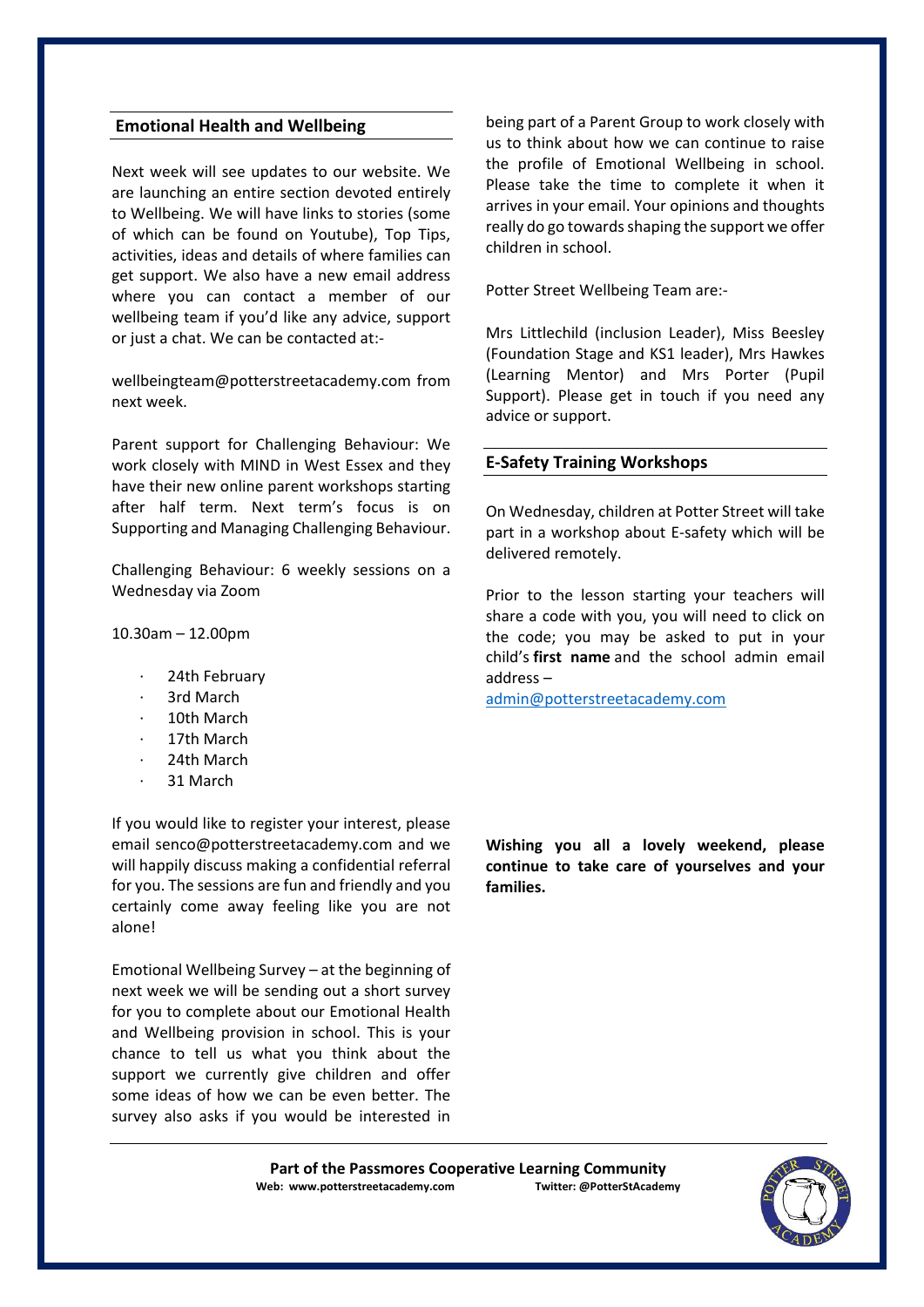## Emotional Health and Wellbeing

Next week will see updates to our website. We are launching an entire section devoted entirely to Wellbeing. We will have links to stories (some of which can be found on Youtube), Top Tips, activities, ideas and details of where families can get support. We also have a new email address where you can contact a member of our wellbeing team if you'd like any advice, support or just a chat. We can be contacted at:-

wellbeingteam@potterstreetacademy.com from next week.

Parent support for Challenging Behaviour: We work closely with MIND in West Essex and they have their new online parent workshops starting after half term. Next term's focus is on Supporting and Managing Challenging Behaviour.

Challenging Behaviour: 6 weekly sessions on a Wednesday via Zoom

10.30am – 12.00pm

- 24th February
- 3rd March
- 10th March
- 17th March
- 24th March
- 31 March

If you would like to register your interest, please email senco@potterstreetacademy.com and we will happily discuss making a confidential referral for you. The sessions are fun and friendly and you certainly come away feeling like you are not alone!

Emotional Wellbeing Survey – at the beginning of next week we will be sending out a short survey for you to complete about our Emotional Health and Wellbeing provision in school. This is your chance to tell us what you think about the support we currently give children and offer some ideas of how we can be even better. The survey also asks if you would be interested in being part of a Parent Group to work closely with us to think about how we can continue to raise the profile of Emotional Wellbeing in school. Please take the time to complete it when it arrives in your email. Your opinions and thoughts really do go towards shaping the support we offer children in school.

Potter Street Wellbeing Team are:-

Mrs Littlechild (inclusion Leader), Miss Beesley (Foundation Stage and KS1 leader), Mrs Hawkes (Learning Mentor) and Mrs Porter (Pupil Support). Please get in touch if you need any advice or support.

## E-Safety Training Workshops

On Wednesday, children at Potter Street will take part in a workshop about E-safety which will be delivered remotely.

Prior to the lesson starting your teachers will share a code with you, you will need to click on the code; you may be asked to put in your child's **first name** and the school admin email address – admin@potterstreetacademy.com

**Wishing you all a lovely weekend, please continue to take care of yourselves and your families.**

**Part of the Passmores Cooperative Learning Community**

**Web: www.potterstreetacademy.com** **Twitter: @PotterStAcademy**